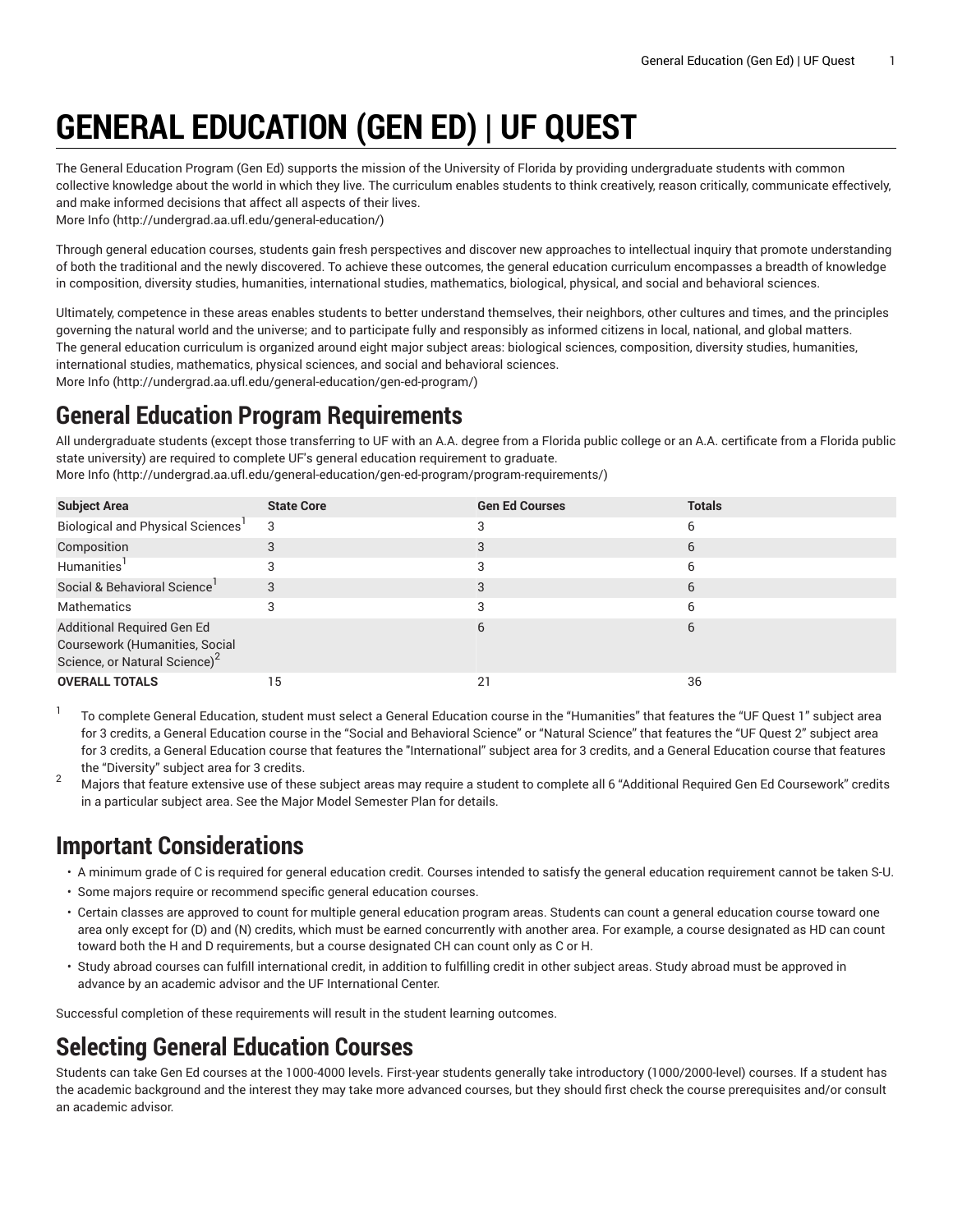# GENERAL EDUCATION (GEN ED) | UF QUEST

The General Education Program (Gen Ed) supports the mission of the University of Florida by providing undergraduate students with common collective knowledge about the world in which they live. The curriculum enables students to think creatively, reason critically, communicate effectively, and make informed decisions that affect all aspects of their lives.
More Info (http://undergrad.aa.ufl.edu/general-education/)

Through general education courses, students gain fresh perspectives and discover new approaches to intellectual inquiry that promote understanding of both the traditional and the newly discovered. To achieve these outcomes, the general education curriculum encompasses a breadth of knowledge in composition, diversity studies, humanities, international studies, mathematics, biological, physical, and social and behavioral sciences.

Ultimately, competence in these areas enables students to better understand themselves, their neighbors, other cultures and times, and the principles governing the natural world and the universe; and to participate fully and responsibly as informed citizens in local, national, and global matters.
The general education curriculum is organized around eight major subject areas: biological sciences, composition, diversity studies, humanities, international studies, mathematics, physical sciences, and social and behavioral sciences.
More Info (http://undergrad.aa.ufl.edu/general-education/gen-ed-program/)

## General Education Program Requirements

All undergraduate students (except those transferring to UF with an A.A. degree from a Florida public college or an A.A. certificate from a Florida public state university) are required to complete UF's general education requirement to graduate.
More Info (http://undergrad.aa.ufl.edu/general-education/gen-ed-program/program-requirements/)

| Subject Area | State Core | Gen Ed Courses | Totals |
|---|---|---|---|
| Biological and Physical Sciences[1] | 3 | 3 | 6 |
| Composition | 3 | 3 | 6 |
| Humanities[1] | 3 | 3 | 6 |
| Social & Behavioral Science[1] | 3 | 3 | 6 |
| Mathematics | 3 | 3 | 6 |
| Additional Required Gen Ed Coursework (Humanities, Social Science, or Natural Science)[2] | | 6 | 6 |
| **OVERALL TOTALS** | 15 | 21 | 36 |

[1] To complete General Education, student must select a General Education course in the "Humanities" that features the "UF Quest 1" subject area for 3 credits, a General Education course in the "Social and Behavioral Science" or "Natural Science" that features the "UF Quest 2" subject area for 3 credits, a General Education course that features the "International" subject area for 3 credits, and a General Education course that features the "Diversity" subject area for 3 credits.

[2] Majors that feature extensive use of these subject areas may require a student to complete all 6 "Additional Required Gen Ed Coursework" credits in a particular subject area. See the Major Model Semester Plan for details.

## Important Considerations

- A minimum grade of C is required for general education credit. Courses intended to satisfy the general education requirement cannot be taken S-U.
- Some majors require or recommend specific general education courses.
- Certain classes are approved to count for multiple general education program areas. Students can count a general education course toward one area only except for (D) and (N) credits, which must be earned concurrently with another area. For example, a course designated as HD can count toward both the H and D requirements, but a course designated CH can count only as C or H.
- Study abroad courses can fulfill international credit, in addition to fulfilling credit in other subject areas. Study abroad must be approved in advance by an academic advisor and the UF International Center.

Successful completion of these requirements will result in the student learning outcomes.

## Selecting General Education Courses

Students can take Gen Ed courses at the 1000-4000 levels. First-year students generally take introductory (1000/2000-level) courses. If a student has the academic background and the interest they may take more advanced courses, but they should first check the course prerequisites and/or consult an academic advisor.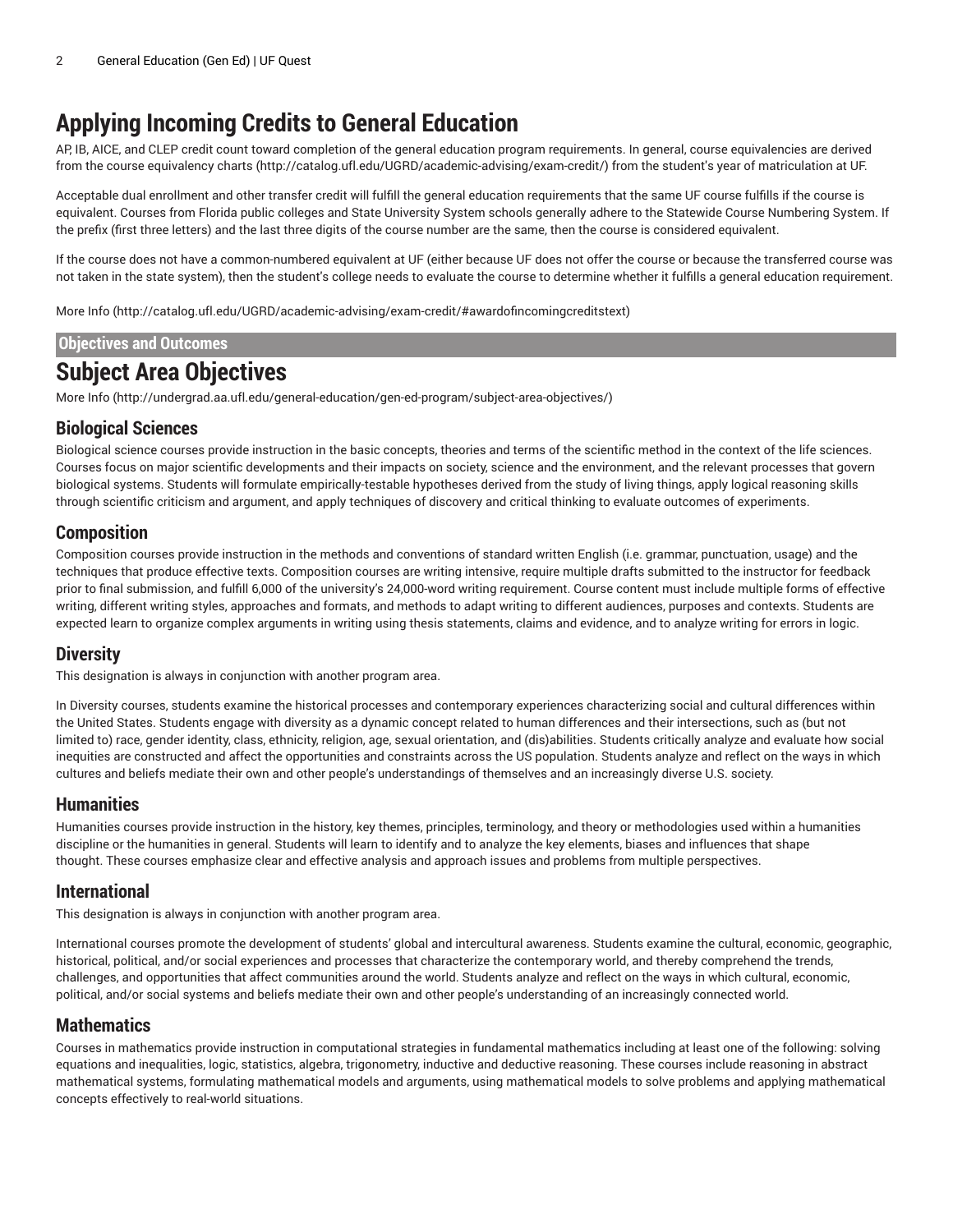# Applying Incoming Credits to General Education

AP, IB, AICE, and CLEP credit count toward completion of the general education program requirements. In general, course equivalencies are derived from the course equivalency charts (http://catalog.ufl.edu/UGRD/academic-advising/exam-credit/) from the student's year of matriculation at UF.

Acceptable dual enrollment and other transfer credit will fulfill the general education requirements that the same UF course fulfills if the course is equivalent. Courses from Florida public colleges and State University System schools generally adhere to the Statewide Course Numbering System. If the prefix (first three letters) and the last three digits of the course number are the same, then the course is considered equivalent.

If the course does not have a common-numbered equivalent at UF (either because UF does not offer the course or because the transferred course was not taken in the state system), then the student's college needs to evaluate the course to determine whether it fulfills a general education requirement.

More Info (http://catalog.ufl.edu/UGRD/academic-advising/exam-credit/#awardofincomingcreditstext)

**Objectives and Outcomes**

# Subject Area Objectives

More Info (http://undergrad.aa.ufl.edu/general-education/gen-ed-program/subject-area-objectives/)

## Biological Sciences

Biological science courses provide instruction in the basic concepts, theories and terms of the scientific method in the context of the life sciences. Courses focus on major scientific developments and their impacts on society, science and the environment, and the relevant processes that govern biological systems. Students will formulate empirically-testable hypotheses derived from the study of living things, apply logical reasoning skills through scientific criticism and argument, and apply techniques of discovery and critical thinking to evaluate outcomes of experiments.

## Composition

Composition courses provide instruction in the methods and conventions of standard written English (i.e. grammar, punctuation, usage) and the techniques that produce effective texts. Composition courses are writing intensive, require multiple drafts submitted to the instructor for feedback prior to final submission, and fulfill 6,000 of the university's 24,000-word writing requirement. Course content must include multiple forms of effective writing, different writing styles, approaches and formats, and methods to adapt writing to different audiences, purposes and contexts. Students are expected learn to organize complex arguments in writing using thesis statements, claims and evidence, and to analyze writing for errors in logic.

## Diversity

This designation is always in conjunction with another program area.

In Diversity courses, students examine the historical processes and contemporary experiences characterizing social and cultural differences within the United States. Students engage with diversity as a dynamic concept related to human differences and their intersections, such as (but not limited to) race, gender identity, class, ethnicity, religion, age, sexual orientation, and (dis)abilities. Students critically analyze and evaluate how social inequities are constructed and affect the opportunities and constraints across the US population. Students analyze and reflect on the ways in which cultures and beliefs mediate their own and other people's understandings of themselves and an increasingly diverse U.S. society.

## Humanities

Humanities courses provide instruction in the history, key themes, principles, terminology, and theory or methodologies used within a humanities discipline or the humanities in general. Students will learn to identify and to analyze the key elements, biases and influences that shape thought. These courses emphasize clear and effective analysis and approach issues and problems from multiple perspectives.

## International

This designation is always in conjunction with another program area.

International courses promote the development of students' global and intercultural awareness. Students examine the cultural, economic, geographic, historical, political, and/or social experiences and processes that characterize the contemporary world, and thereby comprehend the trends, challenges, and opportunities that affect communities around the world. Students analyze and reflect on the ways in which cultural, economic, political, and/or social systems and beliefs mediate their own and other people's understanding of an increasingly connected world.

## Mathematics

Courses in mathematics provide instruction in computational strategies in fundamental mathematics including at least one of the following: solving equations and inequalities, logic, statistics, algebra, trigonometry, inductive and deductive reasoning. These courses include reasoning in abstract mathematical systems, formulating mathematical models and arguments, using mathematical models to solve problems and applying mathematical concepts effectively to real-world situations.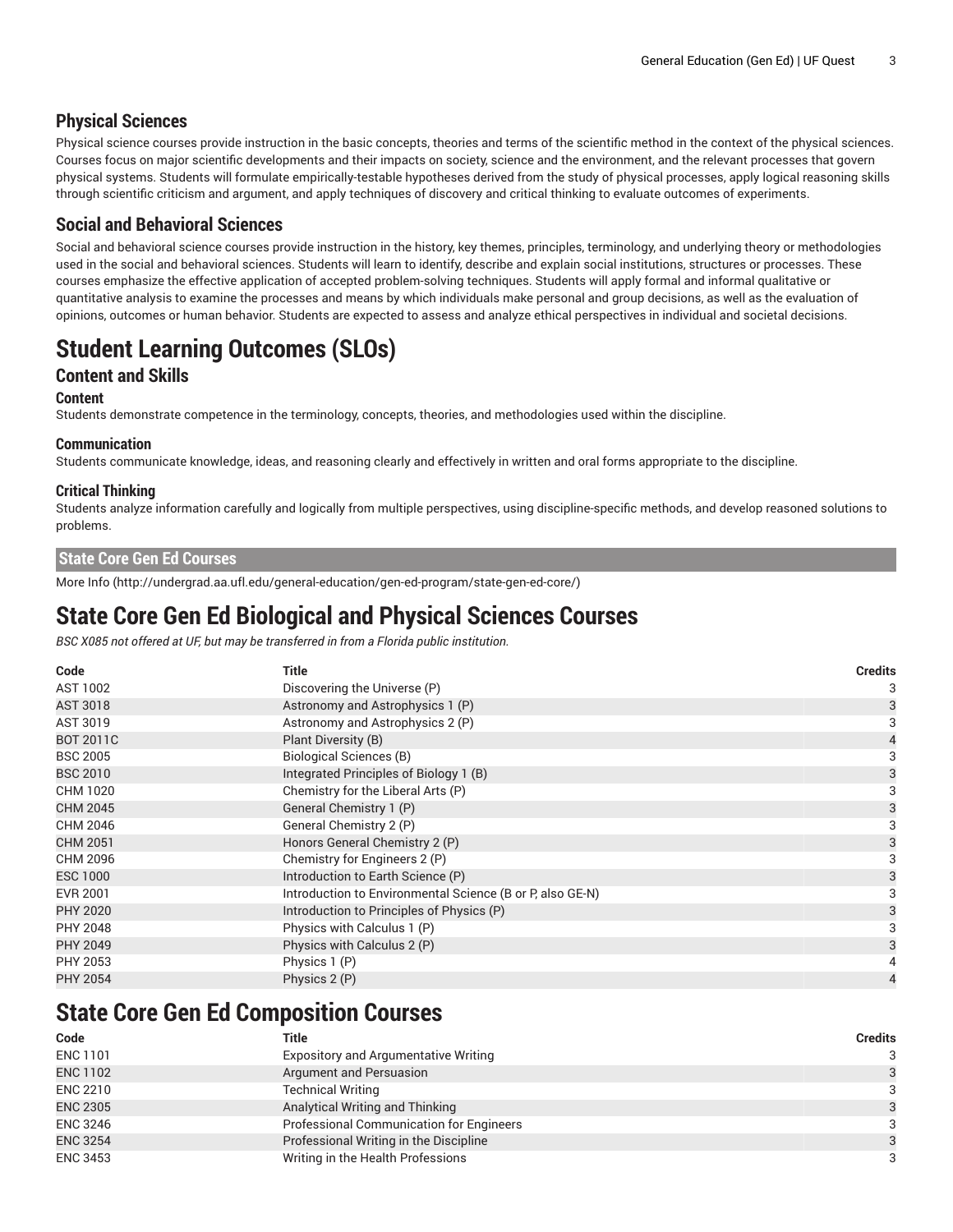### Physical Sciences

Physical science courses provide instruction in the basic concepts, theories and terms of the scientific method in the context of the physical sciences. Courses focus on major scientific developments and their impacts on society, science and the environment, and the relevant processes that govern physical systems. Students will formulate empirically-testable hypotheses derived from the study of physical processes, apply logical reasoning skills through scientific criticism and argument, and apply techniques of discovery and critical thinking to evaluate outcomes of experiments.

### Social and Behavioral Sciences

Social and behavioral science courses provide instruction in the history, key themes, principles, terminology, and underlying theory or methodologies used in the social and behavioral sciences. Students will learn to identify, describe and explain social institutions, structures or processes. These courses emphasize the effective application of accepted problem-solving techniques. Students will apply formal and informal qualitative or quantitative analysis to examine the processes and means by which individuals make personal and group decisions, as well as the evaluation of opinions, outcomes or human behavior. Students are expected to assess and analyze ethical perspectives in individual and societal decisions.

# Student Learning Outcomes (SLOs)

## Content and Skills

#### Content

Students demonstrate competence in the terminology, concepts, theories, and methodologies used within the discipline.

#### Communication

Students communicate knowledge, ideas, and reasoning clearly and effectively in written and oral forms appropriate to the discipline.

#### Critical Thinking

Students analyze information carefully and logically from multiple perspectives, using discipline-specific methods, and develop reasoned solutions to problems.

**State Core Gen Ed Courses**

More Info (http://undergrad.aa.ufl.edu/general-education/gen-ed-program/state-gen-ed-core/)

# State Core Gen Ed Biological and Physical Sciences Courses

*BSC X085 not offered at UF, but may be transferred in from a Florida public institution.*

| Code | Title | Credits |
|---|---|---|
| AST 1002 | Discovering the Universe (P) | 3 |
| AST 3018 | Astronomy and Astrophysics 1 (P) | 3 |
| AST 3019 | Astronomy and Astrophysics 2 (P) | 3 |
| BOT 2011C | Plant Diversity (B) | 4 |
| BSC 2005 | Biological Sciences (B) | 3 |
| BSC 2010 | Integrated Principles of Biology 1 (B) | 3 |
| CHM 1020 | Chemistry for the Liberal Arts (P) | 3 |
| CHM 2045 | General Chemistry 1 (P) | 3 |
| CHM 2046 | General Chemistry 2 (P) | 3 |
| CHM 2051 | Honors General Chemistry 2 (P) | 3 |
| CHM 2096 | Chemistry for Engineers 2 (P) | 3 |
| ESC 1000 | Introduction to Earth Science (P) | 3 |
| EVR 2001 | Introduction to Environmental Science (B or P, also GE-N) | 3 |
| PHY 2020 | Introduction to Principles of Physics (P) | 3 |
| PHY 2048 | Physics with Calculus 1 (P) | 3 |
| PHY 2049 | Physics with Calculus 2 (P) | 3 |
| PHY 2053 | Physics 1 (P) | 4 |
| PHY 2054 | Physics 2 (P) | 4 |

# State Core Gen Ed Composition Courses

| Code | Title | Credits |
|---|---|---|
| ENC 1101 | Expository and Argumentative Writing | 3 |
| ENC 1102 | Argument and Persuasion | 3 |
| ENC 2210 | Technical Writing | 3 |
| ENC 2305 | Analytical Writing and Thinking | 3 |
| ENC 3246 | Professional Communication for Engineers | 3 |
| ENC 3254 | Professional Writing in the Discipline | 3 |
| ENC 3453 | Writing in the Health Professions | 3 |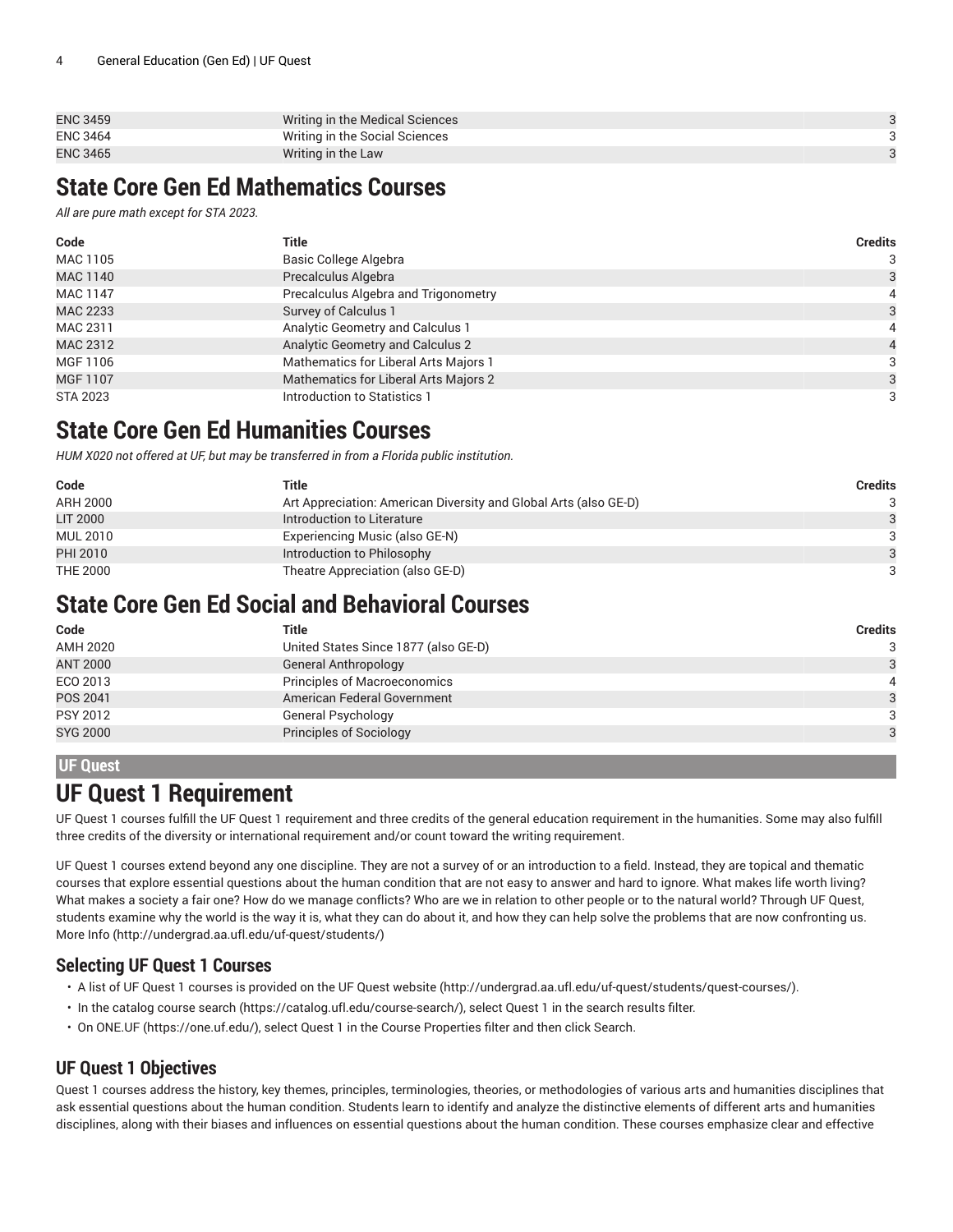| | | |
|---|---|---|
| ENC 3459 | Writing in the Medical Sciences | 3 |
| ENC 3464 | Writing in the Social Sciences | 3 |
| ENC 3465 | Writing in the Law | 3 |

## State Core Gen Ed Mathematics Courses

*All are pure math except for STA 2023.*

| Code | Title | Credits |
|---|---|---|
| MAC 1105 | Basic College Algebra | 3 |
| MAC 1140 | Precalculus Algebra | 3 |
| MAC 1147 | Precalculus Algebra and Trigonometry | 4 |
| MAC 2233 | Survey of Calculus 1 | 3 |
| MAC 2311 | Analytic Geometry and Calculus 1 | 4 |
| MAC 2312 | Analytic Geometry and Calculus 2 | 4 |
| MGF 1106 | Mathematics for Liberal Arts Majors 1 | 3 |
| MGF 1107 | Mathematics for Liberal Arts Majors 2 | 3 |
| STA 2023 | Introduction to Statistics 1 | 3 |

## State Core Gen Ed Humanities Courses

*HUM X020 not offered at UF, but may be transferred in from a Florida public institution.*

| Code | Title | Credits |
|---|---|---|
| ARH 2000 | Art Appreciation: American Diversity and Global Arts (also GE-D) | 3 |
| LIT 2000 | Introduction to Literature | 3 |
| MUL 2010 | Experiencing Music (also GE-N) | 3 |
| PHI 2010 | Introduction to Philosophy | 3 |
| THE 2000 | Theatre Appreciation (also GE-D) | 3 |

## State Core Gen Ed Social and Behavioral Courses

| Code | Title | Credits |
|---|---|---|
| AMH 2020 | United States Since 1877 (also GE-D) | 3 |
| ANT 2000 | General Anthropology | 3 |
| ECO 2013 | Principles of Macroeconomics | 4 |
| POS 2041 | American Federal Government | 3 |
| PSY 2012 | General Psychology | 3 |
| SYG 2000 | Principles of Sociology | 3 |

**UF Quest**

## UF Quest 1 Requirement

UF Quest 1 courses fulfill the UF Quest 1 requirement and three credits of the general education requirement in the humanities. Some may also fulfill three credits of the diversity or international requirement and/or count toward the writing requirement.

UF Quest 1 courses extend beyond any one discipline. They are not a survey of or an introduction to a field. Instead, they are topical and thematic courses that explore essential questions about the human condition that are not easy to answer and hard to ignore. What makes life worth living? What makes a society a fair one? How do we manage conflicts? Who are we in relation to other people or to the natural world? Through UF Quest, students examine why the world is the way it is, what they can do about it, and how they can help solve the problems that are now confronting us. More Info (http://undergrad.aa.ufl.edu/uf-quest/students/)

### Selecting UF Quest 1 Courses

- A list of UF Quest 1 courses is provided on the UF Quest website (http://undergrad.aa.ufl.edu/uf-quest/students/quest-courses/).
- In the catalog course search (https://catalog.ufl.edu/course-search/), select Quest 1 in the search results filter.
- On ONE.UF (https://one.uf.edu/), select Quest 1 in the Course Properties filter and then click Search.

### UF Quest 1 Objectives

Quest 1 courses address the history, key themes, principles, terminologies, theories, or methodologies of various arts and humanities disciplines that ask essential questions about the human condition. Students learn to identify and analyze the distinctive elements of different arts and humanities disciplines, along with their biases and influences on essential questions about the human condition. These courses emphasize clear and effective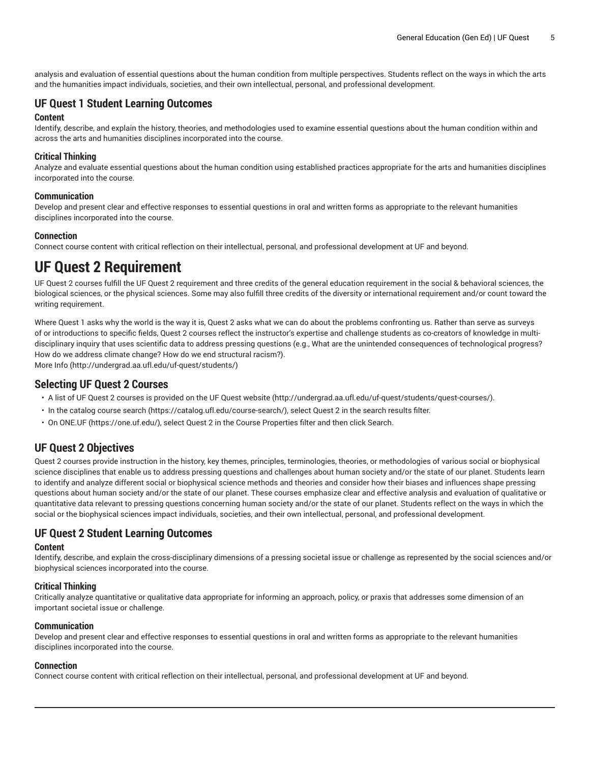analysis and evaluation of essential questions about the human condition from multiple perspectives. Students reflect on the ways in which the arts and the humanities impact individuals, societies, and their own intellectual, personal, and professional development.

## UF Quest 1 Student Learning Outcomes

### Content

Identify, describe, and explain the history, theories, and methodologies used to examine essential questions about the human condition within and across the arts and humanities disciplines incorporated into the course.

### Critical Thinking

Analyze and evaluate essential questions about the human condition using established practices appropriate for the arts and humanities disciplines incorporated into the course.

### Communication

Develop and present clear and effective responses to essential questions in oral and written forms as appropriate to the relevant humanities disciplines incorporated into the course.

### Connection

Connect course content with critical reflection on their intellectual, personal, and professional development at UF and beyond.

# UF Quest 2 Requirement

UF Quest 2 courses fulfill the UF Quest 2 requirement and three credits of the general education requirement in the social & behavioral sciences, the biological sciences, or the physical sciences. Some may also fulfill three credits of the diversity or international requirement and/or count toward the writing requirement.

Where Quest 1 asks why the world is the way it is, Quest 2 asks what we can do about the problems confronting us. Rather than serve as surveys of or introductions to specific fields, Quest 2 courses reflect the instructor's expertise and challenge students as co-creators of knowledge in multi-disciplinary inquiry that uses scientific data to address pressing questions (e.g., What are the unintended consequences of technological progress? How do we address climate change? How do we end structural racism?).
More Info (http://undergrad.aa.ufl.edu/uf-quest/students/)

## Selecting UF Quest 2 Courses

- A list of UF Quest 2 courses is provided on the UF Quest website (http://undergrad.aa.ufl.edu/uf-quest/students/quest-courses/).
- In the catalog course search (https://catalog.ufl.edu/course-search/), select Quest 2 in the search results filter.
- On ONE.UF (https://one.uf.edu/), select Quest 2 in the Course Properties filter and then click Search.

## UF Quest 2 Objectives

Quest 2 courses provide instruction in the history, key themes, principles, terminologies, theories, or methodologies of various social or biophysical science disciplines that enable us to address pressing questions and challenges about human society and/or the state of our planet. Students learn to identify and analyze different social or biophysical science methods and theories and consider how their biases and influences shape pressing questions about human society and/or the state of our planet. These courses emphasize clear and effective analysis and evaluation of qualitative or quantitative data relevant to pressing questions concerning human society and/or the state of our planet. Students reflect on the ways in which the social or the biophysical sciences impact individuals, societies, and their own intellectual, personal, and professional development.

## UF Quest 2 Student Learning Outcomes

### Content

Identify, describe, and explain the cross-disciplinary dimensions of a pressing societal issue or challenge as represented by the social sciences and/or biophysical sciences incorporated into the course.

### Critical Thinking

Critically analyze quantitative or qualitative data appropriate for informing an approach, policy, or praxis that addresses some dimension of an important societal issue or challenge.

### Communication

Develop and present clear and effective responses to essential questions in oral and written forms as appropriate to the relevant humanities disciplines incorporated into the course.

### Connection

Connect course content with critical reflection on their intellectual, personal, and professional development at UF and beyond.